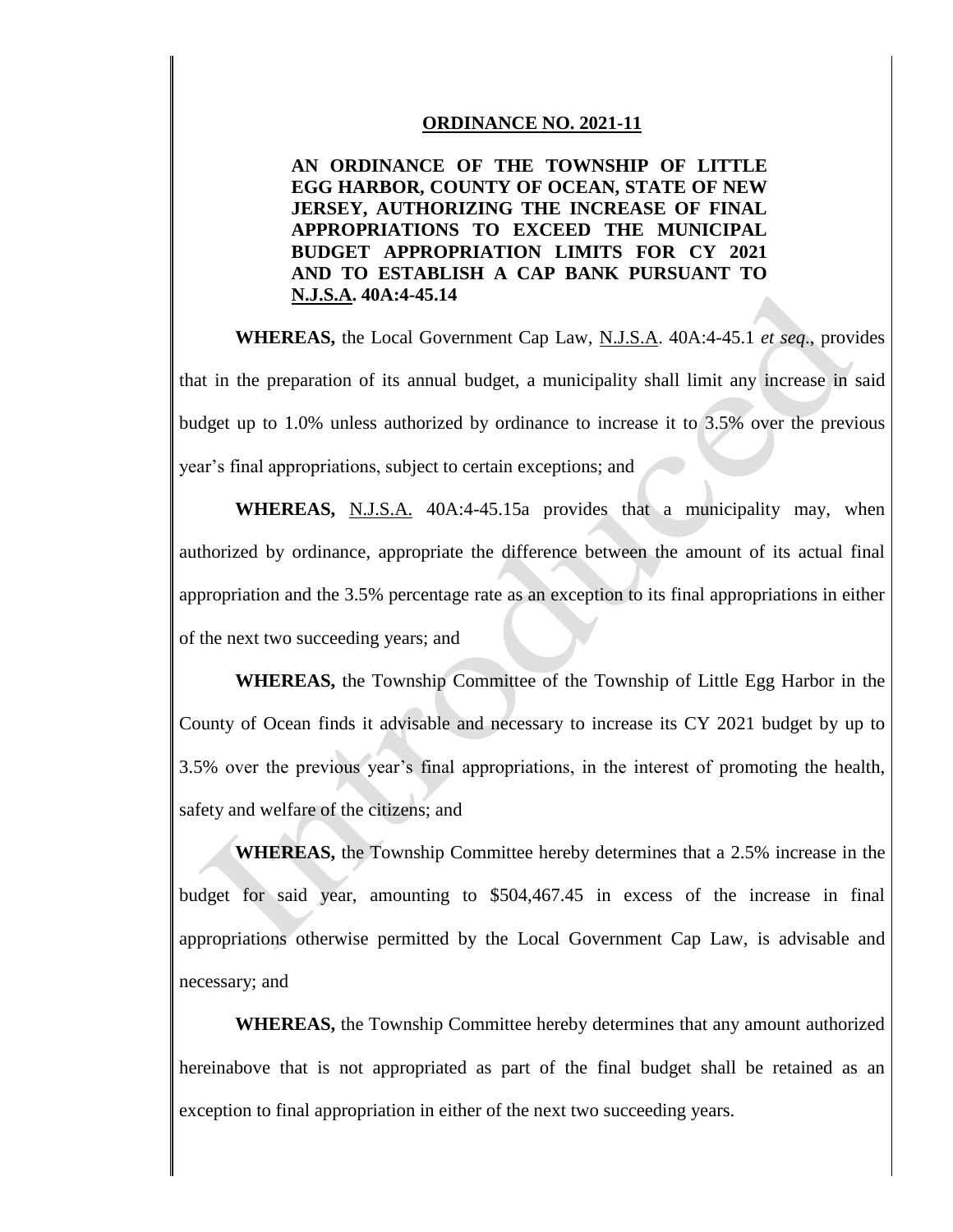**ORDINANCE NO. 2021-11**

**AN ORDINANCE OF THE TOWNSHIP OF LITTLE EGG HARBOR, COUNTY OF OCEAN, STATE OF NEW JERSEY, AUTHORIZING THE INCREASE OF FINAL APPROPRIATIONS TO EXCEED THE MUNICIPAL BUDGET APPROPRIATION LIMITS FOR CY 2021 AND TO ESTABLISH A CAP BANK PURSUANT TO N.J.S.A. 40A:4-45.14**

**WHEREAS,** the Local Government Cap Law, N.J.S.A. 40A:4-45.1 *et seq*., provides that in the preparation of its annual budget, a municipality shall limit any increase in said budget up to 1.0% unless authorized by ordinance to increase it to 3.5% over the previous year's final appropriations, subject to certain exceptions; and

**WHEREAS,** N.J.S.A. 40A:4-45.15a provides that a municipality may, when authorized by ordinance, appropriate the difference between the amount of its actual final appropriation and the 3.5% percentage rate as an exception to its final appropriations in either of the next two succeeding years; and

**WHEREAS,** the Township Committee of the Township of Little Egg Harbor in the County of Ocean finds it advisable and necessary to increase its CY 2021 budget by up to 3.5% over the previous year's final appropriations, in the interest of promoting the health, safety and welfare of the citizens; and

**WHEREAS,** the Township Committee hereby determines that a 2.5% increase in the budget for said year, amounting to $504,467.45 in excess of the increase in final appropriations otherwise permitted by the Local Government Cap Law, is advisable and necessary; and

**WHEREAS,** the Township Committee hereby determines that any amount authorized hereinabove that is not appropriated as part of the final budget shall be retained as an exception to final appropriation in either of the next two succeeding years.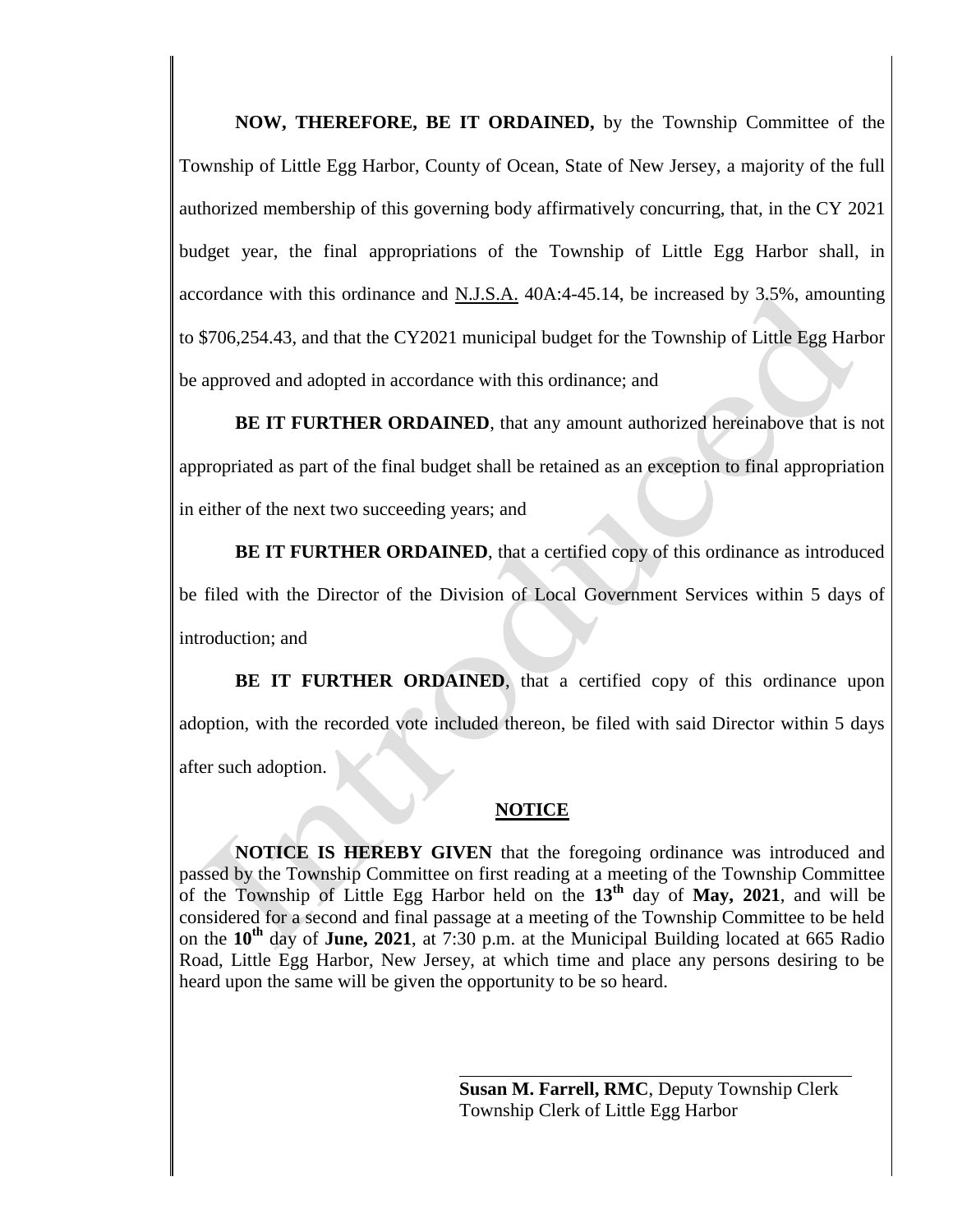**NOW, THEREFORE, BE IT ORDAINED,** by the Township Committee of the Township of Little Egg Harbor, County of Ocean, State of New Jersey, a majority of the full authorized membership of this governing body affirmatively concurring, that, in the CY 2021 budget year, the final appropriations of the Township of Little Egg Harbor shall, in accordance with this ordinance and N.J.S.A. 40A:4-45.14, be increased by 3.5%, amounting to $706,254.43, and that the CY2021 municipal budget for the Township of Little Egg Harbor be approved and adopted in accordance with this ordinance; and

**BE IT FURTHER ORDAINED**, that any amount authorized hereinabove that is not appropriated as part of the final budget shall be retained as an exception to final appropriation in either of the next two succeeding years; and

**BE IT FURTHER ORDAINED**, that a certified copy of this ordinance as introduced be filed with the Director of the Division of Local Government Services within 5 days of introduction; and

**BE IT FURTHER ORDAINED**, that a certified copy of this ordinance upon adoption, with the recorded vote included thereon, be filed with said Director within 5 days after such adoption.

## NOTICE

**NOTICE IS HEREBY GIVEN** that the foregoing ordinance was introduced and passed by the Township Committee on first reading at a meeting of the Township Committee of the Township of Little Egg Harbor held on the **13th** day of **May, 2021**, and will be considered for a second and final passage at a meeting of the Township Committee to be held on the **10th** day of **June, 2021**, at 7:30 p.m. at the Municipal Building located at 665 Radio Road, Little Egg Harbor, New Jersey, at which time and place any persons desiring to be heard upon the same will be given the opportunity to be so heard.

**Susan M. Farrell, RMC**, Deputy Township Clerk
Township Clerk of Little Egg Harbor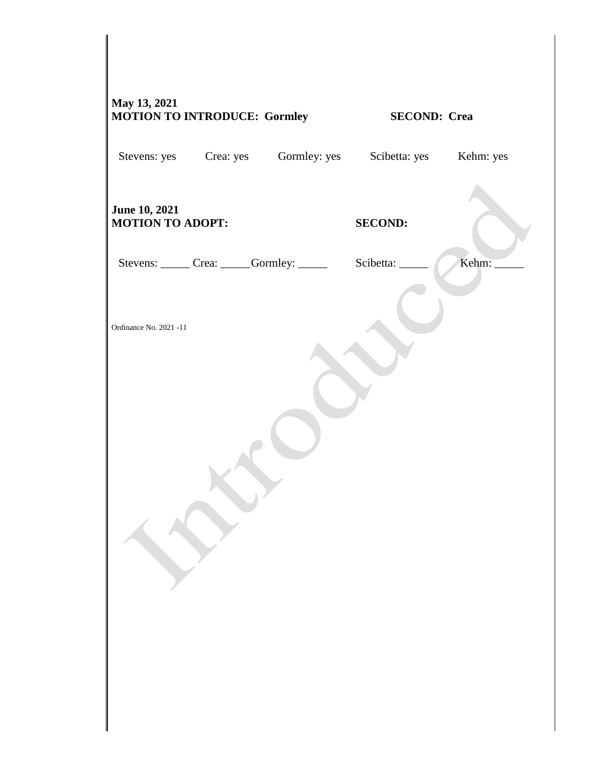**May 13, 2021**
**MOTION TO INTRODUCE: Gormley** **SECOND: Crea**

Stevens: yes Crea: yes Gormley: yes Scibetta: yes Kehm: yes

**June 10, 2021**
**MOTION TO ADOPT:** **SECOND:**

Stevens: _____ Crea: _____ Gormley: _____ Scibetta: _____ Kehm: _____

Ordinance No. 2021 -11

Introduced